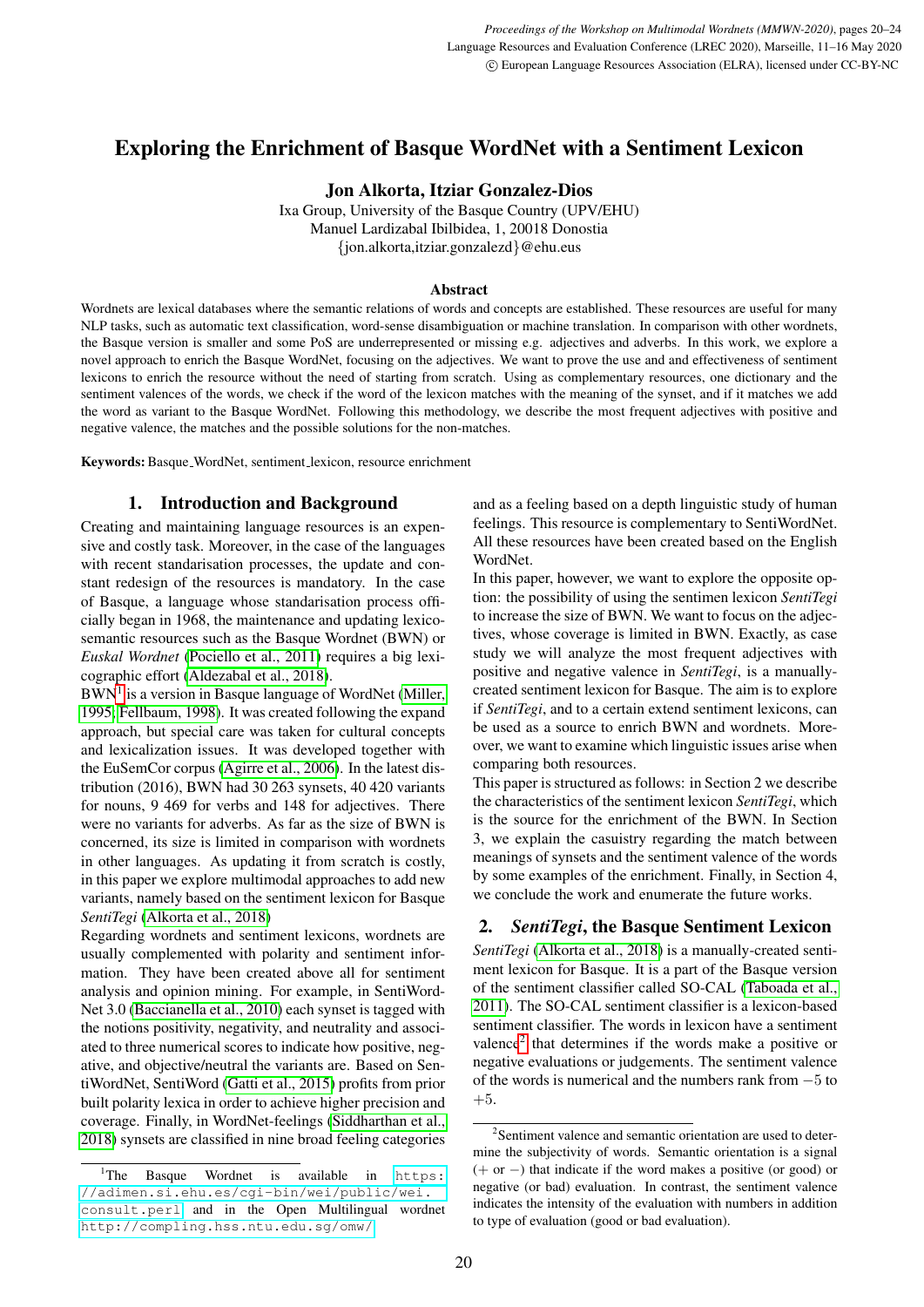# Exploring the Enrichment of Basque WordNet with a Sentiment Lexicon

**Jon Alkorta, Itziar Gonzalez-Dios**

Ixa Group, University of the Basque Country (UPV/EHU)
Manuel Lardizabal Ibilbidea, 1, 20018 Donostia
{jon.alkorta,itziar.gonzalezd}@ehu.eus

### Abstract

Wordnets are lexical databases where the semantic relations of words and concepts are established. These resources are useful for many NLP tasks, such as automatic text classification, word-sense disambiguation or machine translation. In comparison with other wordnets, the Basque version is smaller and some PoS are underrepresented or missing e.g. adjectives and adverbs. In this work, we explore a novel approach to enrich the Basque WordNet, focusing on the adjectives. We want to prove the use and and effectiveness of sentiment lexicons to enrich the resource without the need of starting from scratch. Using as complementary resources, one dictionary and the sentiment valences of the words, we check if the word of the lexicon matches with the meaning of the synset, and if it matches we add the word as variant to the Basque WordNet. Following this methodology, we describe the most frequent adjectives with positive and negative valence, the matches and the possible solutions for the non-matches.

**Keywords:** Basque_WordNet, sentiment_lexicon, resource enrichment

## 1. Introduction and Background

Creating and maintaining language resources is an expensive and costly task. Moreover, in the case of the languages with recent standarisation processes, the update and constant redesign of the resources is mandatory. In the case of Basque, a language whose standarisation process officially began in 1968, the maintenance and updating lexico-semantic resources such as the Basque Wordnet (BWN) or *Euskal Wordnet* (Pociello et al., 2011) requires a big lexicographic effort (Aldezabal et al., 2018).

BWN[1] is a version in Basque language of WordNet (Miller, 1995; Fellbaum, 1998). It was created following the expand approach, but special care was taken for cultural concepts and lexicalization issues. It was developed together with the EuSemCor corpus (Agirre et al., 2006). In the latest distribution (2016), BWN had 30 263 synsets, 40 420 variants for nouns, 9 469 for verbs and 148 for adjectives. There were no variants for adverbs. As far as the size of BWN is concerned, its size is limited in comparison with wordnets in other languages. As updating it from scratch is costly, in this paper we explore multimodal approaches to add new variants, namely based on the sentiment lexicon for Basque *SentiTegi* (Alkorta et al., 2018)

Regarding wordnets and sentiment lexicons, wordnets are usually complemented with polarity and sentiment information. They have been created above all for sentiment analysis and opinion mining. For example, in SentiWordNet 3.0 (Baccianella et al., 2010) each synset is tagged with the notions positivity, negativity, and neutrality and associated to three numerical scores to indicate how positive, negative, and objective/neutral the variants are. Based on SentiWordNet, SentiWord (Gatti et al., 2015) profits from prior built polarity lexica in order to achieve higher precision and coverage. Finally, in WordNet-feelings (Siddharthan et al., 2018) synsets are classified in nine broad feeling categories and as a feeling based on a depth linguistic study of human feelings. This resource is complementary to SentiWordNet. All these resources have been created based on the English WordNet.

In this paper, however, we want to explore the opposite option: the possibility of using the sentimen lexicon *SentiTegi* to increase the size of BWN. We want to focus on the adjectives, whose coverage is limited in BWN. Exactly, as case study we will analyze the most frequent adjectives with positive and negative valence in *SentiTegi*, is a manually-created sentiment lexicon for Basque. The aim is to explore if *SentiTegi*, and to a certain extend sentiment lexicons, can be used as a source to enrich BWN and wordnets. Moreover, we want to examine which linguistic issues arise when comparing both resources.

This paper is structured as follows: in Section 2 we describe the characteristics of the sentiment lexicon *SentiTegi*, which is the source for the enrichment of the BWN. In Section 3, we explain the casuistry regarding the match between meanings of synsets and the sentiment valence of the words by some examples of the enrichment. Finally, in Section 4, we conclude the work and enumerate the future works.

## 2. *SentiTegi*, the Basque Sentiment Lexicon

*SentiTegi* (Alkorta et al., 2018) is a manually-created sentiment lexicon for Basque. It is a part of the Basque version of the sentiment classifier called SO-CAL (Taboada et al., 2011). The SO-CAL sentiment classifier is a lexicon-based sentiment classifier. The words in lexicon have a sentiment valence[2] that determines if the words make a positive or negative evaluations or judgements. The sentiment valence of the words is numerical and the numbers rank from $-5$ to $+5$.

---

[1] The Basque Wordnet is available in https://adimen.si.ehu.es/cgi-bin/wei/public/wei.consult.perl and in the Open Multilingual wordnet http://compling.hss.ntu.edu.sg/omw/

[2] Sentiment valence and semantic orientation are used to determine the subjectivity of words. Semantic orientation is a signal (+ or −) that indicate if the word makes a positive (or good) or negative (or bad) evaluation. In contrast, the sentiment valence indicates the intensity of the evaluation with numbers in addition to type of evaluation (good or bad evaluation).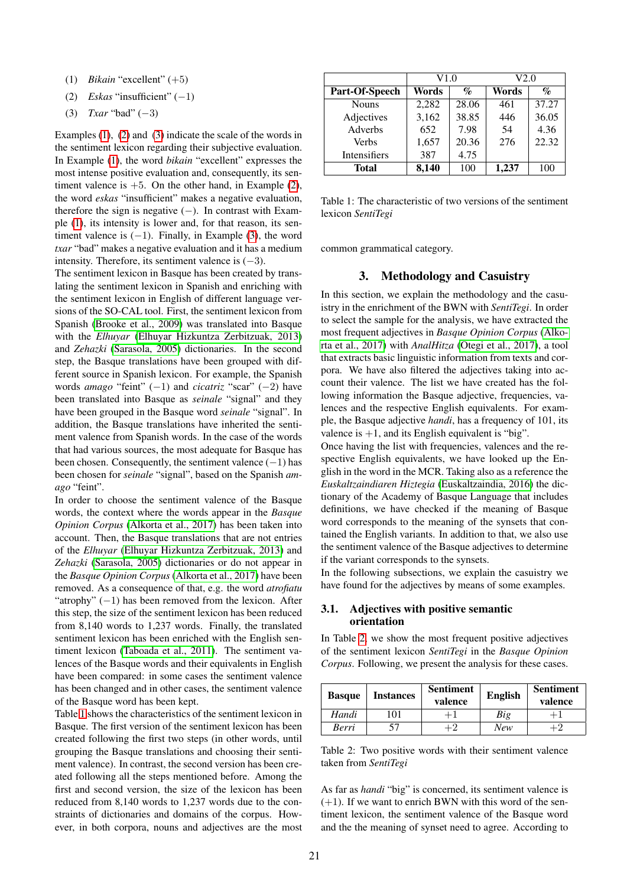(1) *Bikain* "excellent" ($+5$)

(2) *Eskas* "insufficient" ($-1$)

(3) *Txar* "bad" ($-3$)

Examples (1), (2) and (3) indicate the scale of the words in the sentiment lexicon regarding their subjective evaluation. In Example (1), the word *bikain* "excellent" expresses the most intense positive evaluation and, consequently, its sentiment valence is $+5$. On the other hand, in Example (2), the word *eskas* "insufficient" makes a negative evaluation, therefore the sign is negative ($-$). In contrast with Example (1), its intensity is lower and, for that reason, its sentiment valence is ($-1$). Finally, in Example (3), the word *txar* "bad" makes a negative evaluation and it has a medium intensity. Therefore, its sentiment valence is ($-3$).

The sentiment lexicon in Basque has been created by translating the sentiment lexicon in Spanish and enriching with the sentiment lexicon in English of different language versions of the SO-CAL tool. First, the sentiment lexicon from Spanish (Brooke et al., 2009) was translated into Basque with the *Elhuyar* (Elhuyar Hizkuntza Zerbitzuak, 2013) and *Zehazki* (Sarasola, 2005) dictionaries. In the second step, the Basque translations have been grouped with different source in Spanish lexicon. For example, the Spanish words *amago* "feint" ($-1$) and *cicatriz* "scar" ($-2$) have been translated into Basque as *seinale* "signal" and they have been grouped in the Basque word *seinale* "signal". In addition, the Basque translations have inherited the sentiment valence from Spanish words. In the case of the words that had various sources, the most adequate for Basque has been chosen. Consequently, the sentiment valence ($-1$) has been chosen for *seinale* "signal", based on the Spanish *amago* "feint".

In order to choose the sentiment valence of the Basque words, the context where the words appear in the *Basque Opinion Corpus* (Alkorta et al., 2017) has been taken into account. Then, the Basque translations that are not entries of the *Elhuyar* (Elhuyar Hizkuntza Zerbitzuak, 2013) and *Zehazki* (Sarasola, 2005) dictionaries or do not appear in the *Basque Opinion Corpus* (Alkorta et al., 2017) have been removed. As a consequence of that, e.g. the word *atrofiatu* "atrophy" ($-1$) has been removed from the lexicon. After this step, the size of the sentiment lexicon has been reduced from 8,140 words to 1,237 words. Finally, the translated sentiment lexicon has been enriched with the English sentiment lexicon (Taboada et al., 2011). The sentiment valences of the Basque words and their equivalents in English have been compared: in some cases the sentiment valence has been changed and in other cases, the sentiment valence of the Basque word has been kept.

Table 1 shows the characteristics of the sentiment lexicon in Basque. The first version of the sentiment lexicon has been created following the first two steps (in other words, until grouping the Basque translations and choosing their sentiment valence). In contrast, the second version has been created following all the steps mentioned before. Among the first and second version, the size of the lexicon has been reduced from 8,140 words to 1,237 words due to the constraints of dictionaries and domains of the corpus. However, in both corpora, nouns and adjectives are the most common grammatical category.

| | V1.0 | | V2.0 | |
|---|---|---|---|---|
| **Part-Of-Speech** | **Words** | **%** | **Words** | **%** |
| Nouns | 2,282 | 28.06 | 461 | 37.27 |
| Adjectives | 3,162 | 38.85 | 446 | 36.05 |
| Adverbs | 652 | 7.98 | 54 | 4.36 |
| Verbs | 1,657 | 20.36 | 276 | 22.32 |
| Intensifiers | 387 | 4.75 | | |
| **Total** | **8,140** | 100 | **1,237** | 100 |

Table 1: The characteristic of two versions of the sentiment lexicon *SentiTegi*

## 3. Methodology and Casuistry

In this section, we explain the methodology and the casuistry in the enrichment of the BWN with *SentiTegi*. In order to select the sample for the analysis, we have extracted the most frequent adjectives in *Basque Opinion Corpus* (Alkorta et al., 2017) with *AnalHitza* (Otegi et al., 2017), a tool that extracts basic linguistic information from texts and corpora. We have also filtered the adjectives taking into account their valence. The list we have created has the following information the Basque adjective, frequencies, valences and the respective English equivalents. For example, the Basque adjective *handi*, has a frequency of 101, its valence is $+1$, and its English equivalent is "big".

Once having the list with frequencies, valences and the respective English equivalents, we have looked up the English in the word in the MCR. Taking also as a reference the *Euskaltzaindiaren Hiztegia* (Euskaltzaindia, 2016) the dictionary of the Academy of Basque Language that includes definitions, we have checked if the meaning of Basque word corresponds to the meaning of the synsets that contained the English variants. In addition to that, we also use the sentiment valence of the Basque adjectives to determine if the variant corresponds to the synsets.

In the following subsections, we explain the casuistry we have found for the adjectives by means of some examples.

### 3.1. Adjectives with positive semantic orientation

In Table 2, we show the most frequent positive adjectives of the sentiment lexicon *SentiTegi* in the *Basque Opinion Corpus*. Following, we present the analysis for these cases.

| Basque | Instances | Sentiment valence | English | Sentiment valence |
|---|---|---|---|---|
| *Handi* | 101 | $+1$ | *Big* | $+1$ |
| *Berri* | 57 | $+2$ | *New* | $+2$ |

Table 2: Two positive words with their sentiment valence taken from *SentiTegi*

As far as *handi* "big" is concerned, its sentiment valence is ($+1$). If we want to enrich BWN with this word of the sentiment lexicon, the sentiment valence of the Basque word and the the meaning of synset need to agree. According to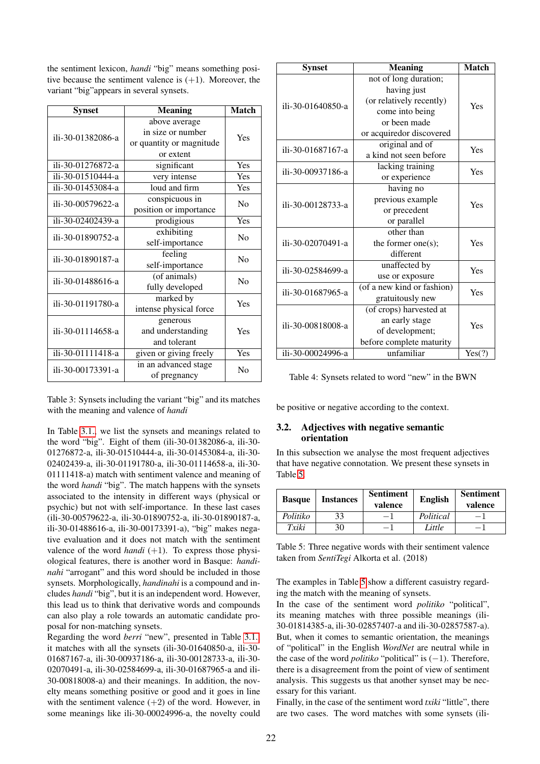the sentiment lexicon, *handi* "big" means something positive because the sentiment valence is (+1). Moreover, the variant "big"appears in several synsets.

| Synset | Meaning | Match |
|---|---|---|
| ili-30-01382086-a | above average in size or number or quantity or magnitude or extent | Yes |
| ili-30-01276872-a | significant | Yes |
| ili-30-01510444-a | very intense | Yes |
| ili-30-01453084-a | loud and firm | Yes |
| ili-30-00579622-a | conspicuous in position or importance | No |
| ili-30-02402439-a | prodigious | Yes |
| ili-30-01890752-a | exhibiting self-importance | No |
| ili-30-01890187-a | feeling self-importance | No |
| ili-30-01488616-a | (of animals) fully developed | No |
| ili-30-01191780-a | marked by intense physical force | Yes |
| ili-30-01114658-a | generous and understanding and tolerant | Yes |
| ili-30-01111418-a | given or giving freely | Yes |
| ili-30-00173391-a | in an advanced stage of pregnancy | No |

Table 3: Synsets including the variant "big" and its matches with the meaning and valence of *handi*

In Table 3.1., we list the synsets and meanings related to the word "big". Eight of them (ili-30-01382086-a, ili-30-01276872-a, ili-30-01510444-a, ili-30-01453084-a, ili-30-02402439-a, ili-30-01191780-a, ili-30-01114658-a, ili-30-01111418-a) match with sentiment valence and meaning of the word *handi* "big". The match happens with the synsets associated to the intensity in different ways (physical or psychic) but not with self-importance. In these last cases (ili-30-00579622-a, ili-30-01890752-a, ili-30-01890187-a, ili-30-01488616-a, ili-30-00173391-a), "big" makes negative evaluation and it does not match with the sentiment valence of the word *handi* (+1). To express those physiological features, there is another word in Basque: *handinahi* "arrogant" and this word should be included in those synsets. Morphologically, *handinahi* is a compound and includes *handi* "big", but it is an independent word. However, this lead us to think that derivative words and compounds can also play a role towards an automatic candidate proposal for non-matching synsets.

Regarding the word *berri* "new", presented in Table 3.1., it matches with all the synsets (ili-30-01640850-a, ili-30-01687167-a, ili-30-00937186-a, ili-30-00128733-a, ili-30-02070491-a, ili-30-02584699-a, ili-30-01687965-a and ili-30-00818008-a) and their meanings. In addition, the novelty means something positive or good and it goes in line with the sentiment valence (+2) of the word. However, in some meanings like ili-30-00024996-a, the novelty could be positive or negative according to the context.

| Synset | Meaning | Match |
|---|---|---|
| ili-30-01640850-a | not of long duration; having just (or relatively recently) come into being or been made or acquiredor discovered | Yes |
| ili-30-01687167-a | original and of a kind not seen before | Yes |
| ili-30-00937186-a | lacking training or experience | Yes |
| ili-30-00128733-a | having no previous example or precedent or parallel | Yes |
| ili-30-02070491-a | other than the former one(s); different | Yes |
| ili-30-02584699-a | unaffected by use or exposure | Yes |
| ili-30-01687965-a | (of a new kind or fashion) gratuitously new | Yes |
| ili-30-00818008-a | (of crops) harvested at an early stage of development; before complete maturity | Yes |
| ili-30-00024996-a | unfamiliar | Yes(?) |

Table 4: Synsets related to word "new" in the BWN

### 3.2. Adjectives with negative semantic orientation

In this subsection we analyse the most frequent adjectives that have negative connotation. We present these synsets in Table 5.

| Basque | Instances | Sentiment valence | English | Sentiment valence |
|---|---|---|---|---|
| *Politiko* | 33 | $-1$ | *Political* | $-1$ |
| *Txiki* | 30 | $-1$ | *Little* | $-1$ |

Table 5: Three negative words with their sentiment valence taken from *SentiTegi* Alkorta et al. (2018)

The examples in Table 5 show a different casuistry regarding the match with the meaning of synsets.

In the case of the sentiment word *politiko* "political", its meaning matches with three possible meanings (ili-30-01814385-a, ili-30-02857407-a and ili-30-02857587-a). But, when it comes to semantic orientation, the meanings of "political" in the English *WordNet* are neutral while in the case of the word *politiko* "political" is ($-1$). Therefore, there is a disagreement from the point of view of sentiment analysis. This suggests us that another synset may be necessary for this variant.

Finally, in the case of the sentiment word *txiki* "little", there are two cases. The word matches with some synsets (ili-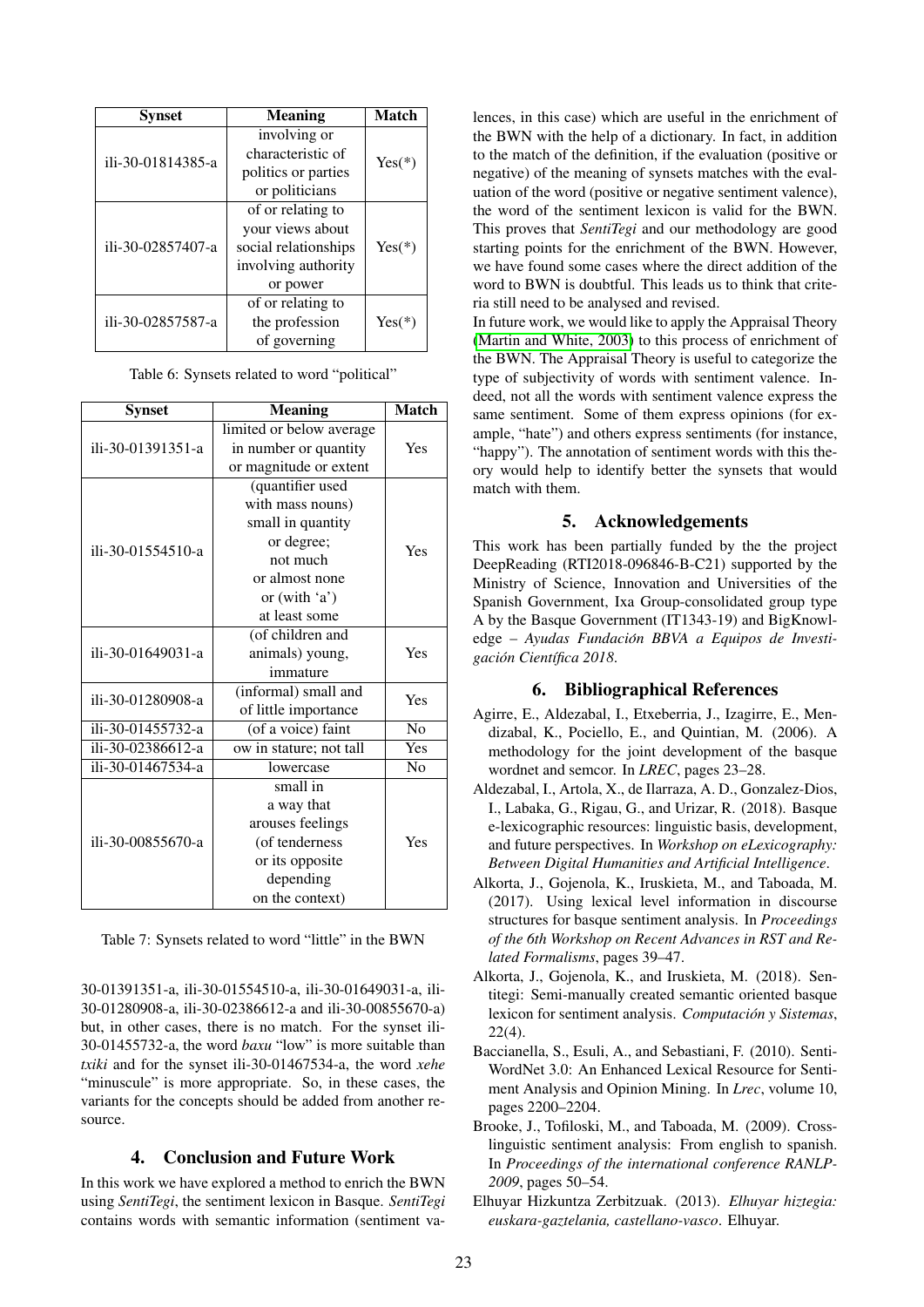| Synset | Meaning | Match |
|---|---|---|
| ili-30-01814385-a | involving or characteristic of politics or parties or politicians | Yes(*) |
| ili-30-02857407-a | of or relating to your views about social relationships involving authority or power | Yes(*) |
| ili-30-02857587-a | of or relating to the profession of governing | Yes(*) |

Table 6: Synsets related to word "political"

| Synset | Meaning | Match |
|---|---|---|
| ili-30-01391351-a | limited or below average in number or quantity or magnitude or extent | Yes |
| ili-30-01554510-a | (quantifier used with mass nouns) small in quantity or degree; not much or almost none or (with 'a') at least some | Yes |
| ili-30-01649031-a | (of children and animals) young, immature | Yes |
| ili-30-01280908-a | (informal) small and of little importance | Yes |
| ili-30-01455732-a | (of a voice) faint | No |
| ili-30-02386612-a | ow in stature; not tall | Yes |
| ili-30-01467534-a | lowercase | No |
| ili-30-00855670-a | small in a way that arouses feelings (of tenderness or its opposite depending on the context) | Yes |

Table 7: Synsets related to word "little" in the BWN

30-01391351-a, ili-30-01554510-a, ili-30-01649031-a, ili-30-01280908-a, ili-30-02386612-a and ili-30-00855670-a) but, in other cases, there is no match. For the synset ili-30-01455732-a, the word *baxu* "low" is more suitable than *txiki* and for the synset ili-30-01467534-a, the word *xehe* "minuscule" is more appropriate. So, in these cases, the variants for the concepts should be added from another resource.

## 4. Conclusion and Future Work

In this work we have explored a method to enrich the BWN using *SentiTegi*, the sentiment lexicon in Basque. *SentiTegi* contains words with semantic information (sentiment valences, in this case) which are useful in the enrichment of the BWN with the help of a dictionary. In fact, in addition to the match of the definition, if the evaluation (positive or negative) of the meaning of synsets matches with the evaluation of the word (positive or negative sentiment valence), the word of the sentiment lexicon is valid for the BWN. This proves that *SentiTegi* and our methodology are good starting points for the enrichment of the BWN. However, we have found some cases where the direct addition of the word to BWN is doubtful. This leads us to think that criteria still need to be analysed and revised.

In future work, we would like to apply the Appraisal Theory (Martin and White, 2003) to this process of enrichment of the BWN. The Appraisal Theory is useful to categorize the type of subjectivity of words with sentiment valence. Indeed, not all the words with sentiment valence express the same sentiment. Some of them express opinions (for example, "hate") and others express sentiments (for instance, "happy"). The annotation of sentiment words with this theory would help to identify better the synsets that would match with them.

## 5. Acknowledgements

This work has been partially funded by the the project DeepReading (RTI2018-096846-B-C21) supported by the Ministry of Science, Innovation and Universities of the Spanish Government, Ixa Group-consolidated group type A by the Basque Government (IT1343-19) and BigKnowledge – *Ayudas Fundación BBVA a Equipos de Investigación Científica 2018*.

## 6. Bibliographical References

Agirre, E., Aldezabal, I., Etxeberria, J., Izagirre, E., Mendizabal, K., Pociello, E., and Quintian, M. (2006). A methodology for the joint development of the basque wordnet and semcor. In *LREC*, pages 23–28.

Aldezabal, I., Artola, X., de Ilarraza, A. D., Gonzalez-Dios, I., Labaka, G., Rigau, G., and Urizar, R. (2018). Basque e-lexicographic resources: linguistic basis, development, and future perspectives. In *Workshop on eLexicography: Between Digital Humanities and Artificial Intelligence*.

Alkorta, J., Gojenola, K., Iruskieta, M., and Taboada, M. (2017). Using lexical level information in discourse structures for basque sentiment analysis. In *Proceedings of the 6th Workshop on Recent Advances in RST and Related Formalisms*, pages 39–47.

Alkorta, J., Gojenola, K., and Iruskieta, M. (2018). Sentitegi: Semi-manually created semantic oriented basque lexicon for sentiment analysis. *Computación y Sistemas*, 22(4).

Baccianella, S., Esuli, A., and Sebastiani, F. (2010). SentiWordNet 3.0: An Enhanced Lexical Resource for Sentiment Analysis and Opinion Mining. In *Lrec*, volume 10, pages 2200–2204.

Brooke, J., Tofiloski, M., and Taboada, M. (2009). Cross-linguistic sentiment analysis: From english to spanish. In *Proceedings of the international conference RANLP-2009*, pages 50–54.

Elhuyar Hizkuntza Zerbitzuak. (2013). *Elhuyar hiztegia: euskara-gaztelania, castellano-vasco*. Elhuyar.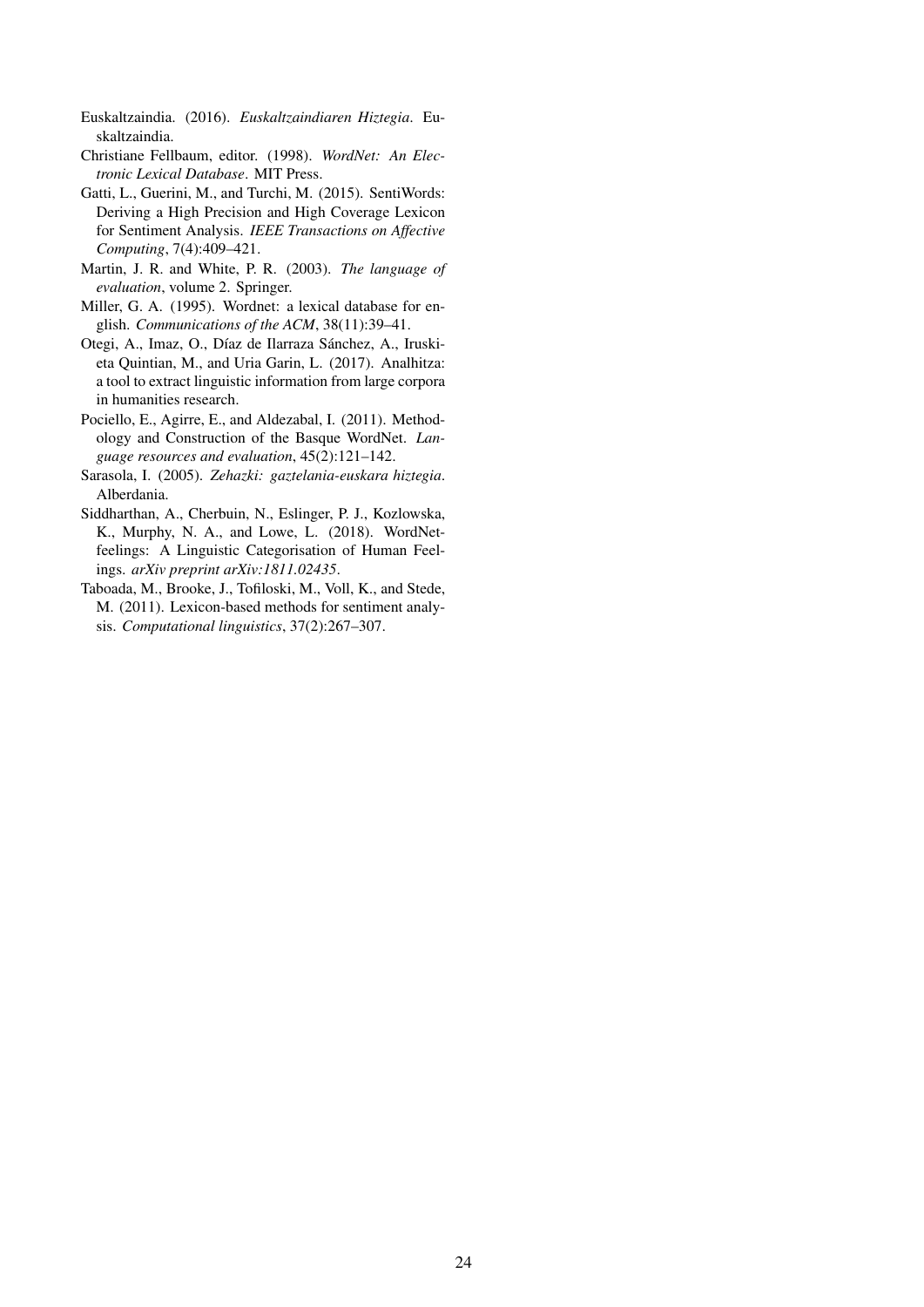Euskaltzaindia. (2016). *Euskaltzaindiaren Hiztegia*. Euskaltzaindia.

Christiane Fellbaum, editor. (1998). *WordNet: An Electronic Lexical Database*. MIT Press.

Gatti, L., Guerini, M., and Turchi, M. (2015). SentiWords: Deriving a High Precision and High Coverage Lexicon for Sentiment Analysis. *IEEE Transactions on Affective Computing*, 7(4):409–421.

Martin, J. R. and White, P. R. (2003). *The language of evaluation*, volume 2. Springer.

Miller, G. A. (1995). Wordnet: a lexical database for english. *Communications of the ACM*, 38(11):39–41.

Otegi, A., Imaz, O., Díaz de Ilarraza Sánchez, A., Iruskieta Quintian, M., and Uria Garin, L. (2017). Analhitza: a tool to extract linguistic information from large corpora in humanities research.

Pociello, E., Agirre, E., and Aldezabal, I. (2011). Methodology and Construction of the Basque WordNet. *Language resources and evaluation*, 45(2):121–142.

Sarasola, I. (2005). *Zehazki: gaztelania-euskara hiztegia*. Alberdania.

Siddharthan, A., Cherbuin, N., Eslinger, P. J., Kozlowska, K., Murphy, N. A., and Lowe, L. (2018). WordNet-feelings: A Linguistic Categorisation of Human Feelings. *arXiv preprint arXiv:1811.02435*.

Taboada, M., Brooke, J., Tofiloski, M., Voll, K., and Stede, M. (2011). Lexicon-based methods for sentiment analysis. *Computational linguistics*, 37(2):267–307.